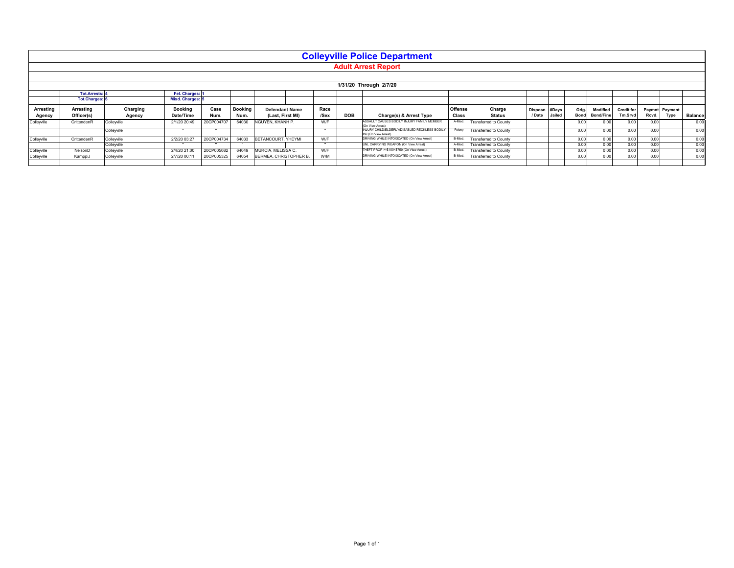# Colleyville Police Department

## Adult Arrest Report

**1/31/20 Through 2/7/20**

| | Tot.Arrests: 4 | | Fel. Charges: 1 |
|---|---|---|---|
| | Tot.Charges: 6 | | Misd. Charges: 5 |

| Arresting Agency | Arresting Officer(s) | Charging Agency | Booking Date/Time | Case Num. | Booking Num. | Defendant Name (Last, First MI) | Race /Sex | DOB | Charge(s) & Arrest Type | Offense Class | Charge Status | Disposn / Date | #Days Jailed | Orig. Bond | Modified Bond/Fine | Credit for Tm.Srvd | Paymnt Rcvd. | Payment Type | Balance |
|---|---|---|---|---|---|---|---|---|---|---|---|---|---|---|---|---|---|---|---|
| Colleyville | CrittendenR | Colleyville | 2/1/20 20:49 | 20CP004707 | 64030 | NGUYEN, KHANH P. | W/F | | ASSAULT CAUSES BODILY INJURY FAMILY MEMBER (On View Arrest) | A-Misd. | Transferred to County | | | 0.00 | 0.00 | 0.00 | 0.00 | | 0.00 |
| | | Colleyville | " | " | " | | " | | INJURY CHILD/ELDERLY/DISABLED RECKLESS BODILY INJ (On View Arrest) | Felony | Transferred to County | | | 0.00 | 0.00 | 0.00 | 0.00 | | 0.00 |
| Colleyville | CrittendenR | Colleyville | 2/2/20 03:27 | 20CP004734 | 64033 | BETANCOURT, YHEYMI | W/F | | DRIVING WHILE INTOXICATED (On View Arrest) | B-Misd. | Transferred to County | | | 0.00 | 0.00 | 0.00 | 0.00 | | 0.00 |
| | | Colleyville | " | " | " | | " | | UNL CARRYING WEAPON (On View Arrest) | A-Misd. | Transferred to County | | | 0.00 | 0.00 | 0.00 | 0.00 | | 0.00 |
| Colleyville | NelsonD | Colleyville | 2/4/20 21:00 | 20CP005082 | 64049 | MURCIA, MELISSA C. | W/F | | THEFT PROP >=$100<$750 (On View Arrest) | B-Misd. | Transferred to County | | | 0.00 | 0.00 | 0.00 | 0.00 | | 0.00 |
| Colleyville | KamppiJ | Colleyville | 2/7/20 00:11 | 20CP005325 | 64054 | BERMEA, CHRISTOPHER B. | W/M | | DRIVING WHILE INTOXICATED (On View Arrest) | B-Misd. | Transferred to County | | | 0.00 | 0.00 | 0.00 | 0.00 | | 0.00 |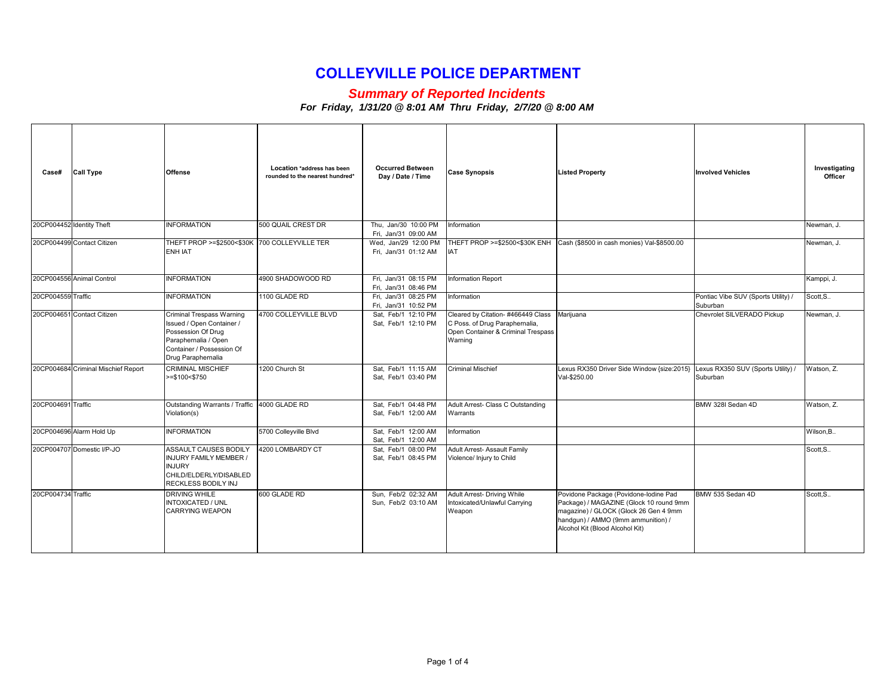# COLLEYVILLE POLICE DEPARTMENT

## *Summary of Reported Incidents*

***For Friday, 1/31/20 @ 8:01 AM Thru Friday, 2/7/20 @ 8:00 AM***

| Case# | Call Type | Offense | Location *address has been rounded to the nearest hundred* | Occurred Between Day / Date / Time | Case Synopsis | Listed Property | Involved Vehicles | Investigating Officer |
|---|---|---|---|---|---|---|---|---|
| 20CP004452 | Identity Theft | INFORMATION | 500 QUAIL CREST DR | Thu, Jan/30 10:00 PM Fri, Jan/31 09:00 AM | Information | | | Newman, J. |
| 20CP004499 | Contact Citizen | THEFT PROP >=$2500<$30K ENH IAT | 700 COLLEYVILLE TER | Wed, Jan/29 12:00 PM Fri, Jan/31 01:12 AM | THEFT PROP >=$2500<$30K ENH IAT | Cash ($8500 in cash monies) Val-$8500.00 | | Newman, J. |
| 20CP004556 | Animal Control | INFORMATION | 4900 SHADOWOOD RD | Fri, Jan/31 08:15 PM Fri, Jan/31 08:46 PM | Information Report | | | Kamppi, J. |
| 20CP004559 | Traffic | INFORMATION | 1100 GLADE RD | Fri, Jan/31 08:25 PM Fri, Jan/31 10:52 PM | Information | | Pontiac Vibe SUV (Sports Utility) / Suburban | Scott,S.. |
| 20CP004651 | Contact Citizen | Criminal Trespass Warning Issued / Open Container / Possession Of Drug Paraphernalia / Open Container / Possession Of Drug Paraphernalia | 4700 COLLEYVILLE BLVD | Sat, Feb/1 12:10 PM Sat, Feb/1 12:10 PM | Cleared by Citation- #466449 Class C Poss. of Drug Paraphernalia, Open Container & Criminal Trespass Warning | Marijuana | Chevrolet SILVERADO Pickup | Newman, J. |
| 20CP004684 | Criminal Mischief Report | CRIMINAL MISCHIEF >=$100<$750 | 1200 Church St | Sat, Feb/1 11:15 AM Sat, Feb/1 03:40 PM | Criminal Mischief | Lexus RX350 Driver Side Window {size:2015} Val-$250.00 | Lexus RX350 SUV (Sports Utility) / Suburban | Watson, Z. |
| 20CP004691 | Traffic | Outstanding Warrants / Traffic Violation(s) | 4000 GLADE RD | Sat, Feb/1 04:48 PM Sat, Feb/1 12:00 AM | Adult Arrest- Class C Outstanding Warrants | | BMW 328I Sedan 4D | Watson, Z. |
| 20CP004696 | Alarm Hold Up | INFORMATION | 5700 Colleyville Blvd | Sat, Feb/1 12:00 AM Sat, Feb/1 12:00 AM | Information | | | Wilson,B.. |
| 20CP004707 | Domestic I/P-JO | ASSAULT CAUSES BODILY INJURY FAMILY MEMBER / INJURY CHILD/ELDERLY/DISABLED RECKLESS BODILY INJ | 4200 LOMBARDY CT | Sat, Feb/1 08:00 PM Sat, Feb/1 08:45 PM | Adult Arrest- Assault Family Violence/ Injury to Child | | | Scott,S.. |
| 20CP004734 | Traffic | DRIVING WHILE INTOXICATED / UNL CARRYING WEAPON | 600 GLADE RD | Sun, Feb/2 02:32 AM Sun, Feb/2 03:10 AM | Adult Arrest- Driving While Intoxicated/Unlawful Carrying Weapon | Povidone Package (Povidone-Iodine Pad Package) / MAGAZINE (Glock 10 round 9mm magazine) / GLOCK (Glock 26 Gen 4 9mm handgun) / AMMO (9mm ammunition) / Alcohol Kit (Blood Alcohol Kit) | BMW 535 Sedan 4D | Scott,S.. |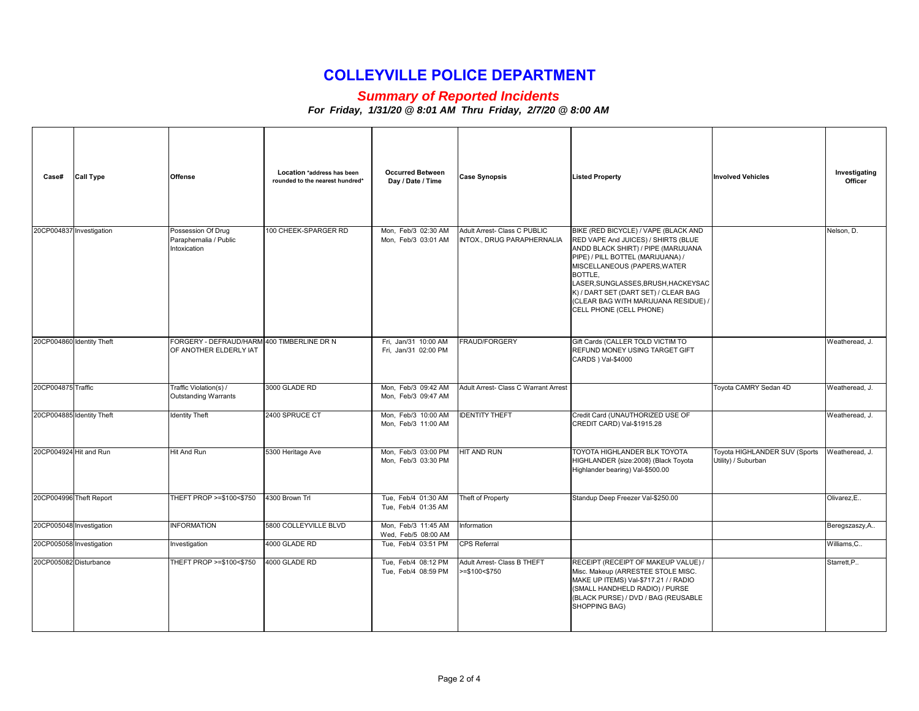# COLLEYVILLE POLICE DEPARTMENT

## *Summary of Reported Incidents*

***For Friday, 1/31/20 @ 8:01 AM Thru Friday, 2/7/20 @ 8:00 AM***

| Case# | Call Type | Offense | Location *address has been rounded to the nearest hundred* | Occurred Between Day / Date / Time | Case Synopsis | Listed Property | Involved Vehicles | Investigating Officer |
|---|---|---|---|---|---|---|---|---|
| 20CP004837 | Investigation | Possession Of Drug Paraphernalia / Public Intoxication | 100 CHEEK-SPARGER RD | Mon, Feb/3 02:30 AM Mon, Feb/3 03:01 AM | Adult Arrest- Class C PUBLIC INTOX., DRUG PARAPHERNALIA | BIKE (RED BICYCLE) / VAPE (BLACK AND RED VAPE And JUICES) / SHIRTS (BLUE ANDD BLACK SHIRT) / PIPE (MARIJUANA PIPE) / PILL BOTTEL (MARIJUANA) / MISCELLANEOUS (PAPERS,WATER BOTTLE, LASER,SUNGLASSES,BRUSH,HACKEYSACK) / DART SET (DART SET) / CLEAR BAG (CLEAR BAG WITH MARIJUANA RESIDUE) / CELL PHONE (CELL PHONE) | | Nelson, D. |
| 20CP004860 | Identity Theft | FORGERY - DEFRAUD/HARM OF ANOTHER ELDERLY IAT | 400 TIMBERLINE DR N | Fri, Jan/31 10:00 AM Fri, Jan/31 02:00 PM | FRAUD/FORGERY | Gift Cards (CALLER TOLD VICTIM TO REFUND MONEY USING TARGET GIFT CARDS ) Val-$4000 | | Weatheread, J. |
| 20CP004875 | Traffic | Traffic Violation(s) / Outstanding Warrants | 3000 GLADE RD | Mon, Feb/3 09:42 AM Mon, Feb/3 09:47 AM | Adult Arrest- Class C Warrant Arrest | | Toyota CAMRY Sedan 4D | Weatheread, J. |
| 20CP004885 | Identity Theft | Identity Theft | 2400 SPRUCE CT | Mon, Feb/3 10:00 AM Mon, Feb/3 11:00 AM | IDENTITY THEFT | Credit Card (UNAUTHORIZED USE OF CREDIT CARD) Val-$1915.28 | | Weatheread, J. |
| 20CP004924 | Hit and Run | Hit And Run | 5300 Heritage Ave | Mon, Feb/3 03:00 PM Mon, Feb/3 03:30 PM | HIT AND RUN | TOYOTA HIGHLANDER BLK TOYOTA HIGHLANDER {size:2008} (Black Toyota Highlander bearing) Val-$500.00 | Toyota HIGHLANDER SUV (Sports Utility) / Suburban | Weatheread, J. |
| 20CP004996 | Theft Report | THEFT PROP >=$100<$750 | 4300 Brown Trl | Tue, Feb/4 01:30 AM Tue, Feb/4 01:35 AM | Theft of Property | Standup Deep Freezer Val-$250.00 | | Olivarez,E.. |
| 20CP005048 | Investigation | INFORMATION | 5800 COLLEYVILLE BLVD | Mon, Feb/3 11:45 AM Wed, Feb/5 08:00 AM | Information | | | Beregszaszy,A.. |
| 20CP005058 | Investigation | Investigation | 4000 GLADE RD | Tue, Feb/4 03:51 PM | CPS Referral | | | Williams,C.. |
| 20CP005082 | Disturbance | THEFT PROP >=$100<$750 | 4000 GLADE RD | Tue, Feb/4 08:12 PM Tue, Feb/4 08:59 PM | Adult Arrest- Class B THEFT >=$100<$750 | RECEIPT (RECEIPT OF MAKEUP VALUE) / Misc. Makeup (ARRESTEE STOLE MISC. MAKE UP ITEMS) Val-$717.21 / / RADIO (SMALL HANDHELD RADIO) / PURSE (BLACK PURSE) / DVD / BAG (REUSABLE SHOPPING BAG) | | Starrett,P.. |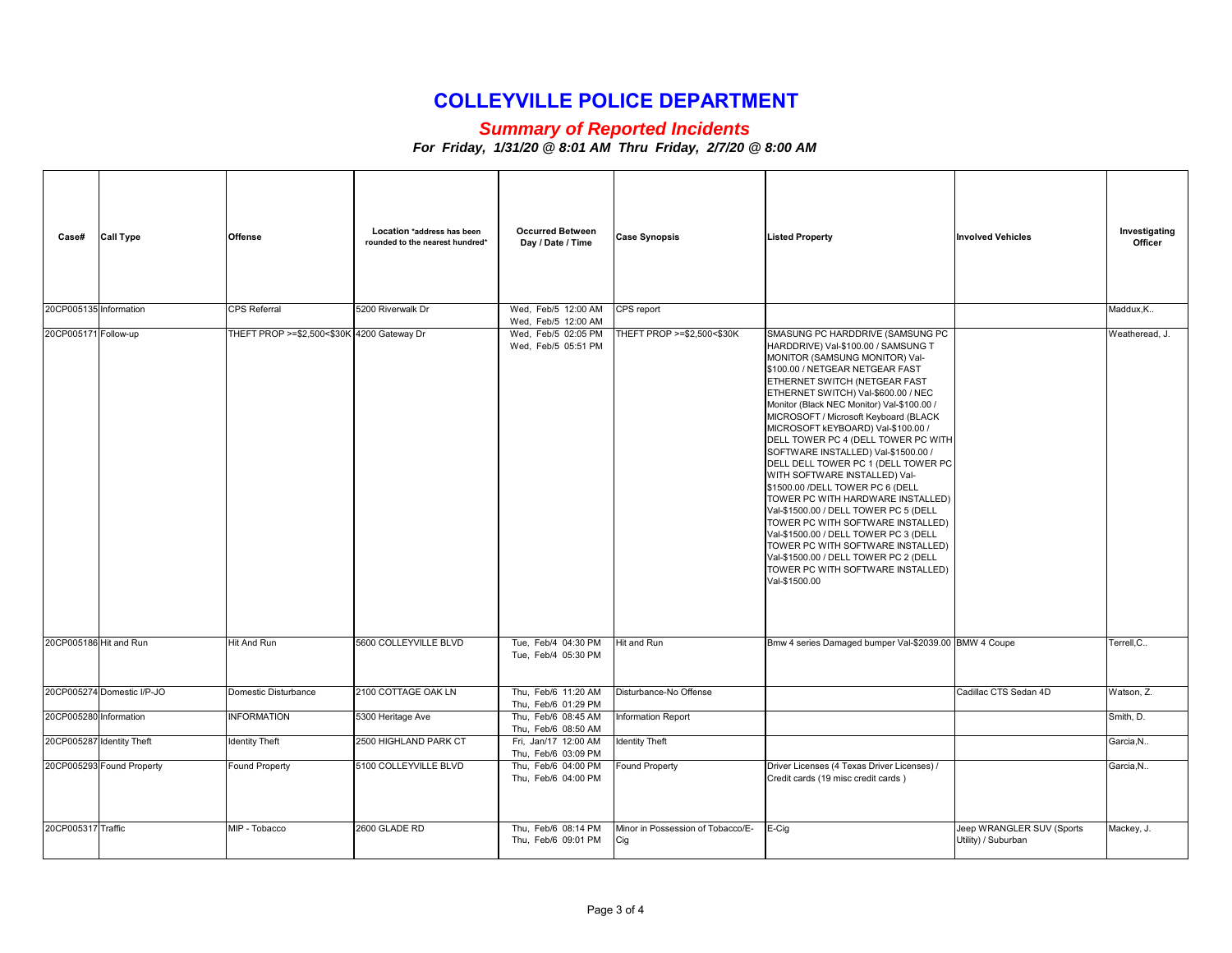# COLLEYVILLE POLICE DEPARTMENT

## *Summary of Reported Incidents*

***For Friday, 1/31/20 @ 8:01 AM Thru Friday, 2/7/20 @ 8:00 AM***

| Case# | Call Type | Offense | Location *address has been rounded to the nearest hundred* | Occurred Between Day / Date / Time | Case Synopsis | Listed Property | Involved Vehicles | Investigating Officer |
|---|---|---|---|---|---|---|---|---|
| 20CP005135 | Information | CPS Referral | 5200 Riverwalk Dr | Wed, Feb/5 12:00 AM Wed, Feb/5 12:00 AM | CPS report | | | Maddux,K.. |
| 20CP005171 | Follow-up | THEFT PROP >=$2,500<$30K | 4200 Gateway Dr | Wed, Feb/5 02:05 PM Wed, Feb/5 05:51 PM | THEFT PROP >=$2,500<$30K | SMASUNG PC HARDDRIVE (SAMSUNG PC HARDDRIVE) Val-$100.00 / SAMSUNG T MONITOR (SAMSUNG MONITOR) Val-$100.00 / NETGEAR NETGEAR FAST ETHERNET SWITCH (NETGEAR FAST ETHERNET SWITCH) Val-$600.00 / NEC Monitor (Black NEC Monitor) Val-$100.00 / MICROSOFT / Microsoft Keyboard (BLACK MICROSOFT kEYBOARD) Val-$100.00 / DELL TOWER PC 4 (DELL TOWER PC WITH SOFTWARE INSTALLED) Val-$1500.00 / DELL DELL TOWER PC 1 (DELL TOWER PC WITH SOFTWARE INSTALLED) Val-$1500.00 /DELL TOWER PC 6 (DELL TOWER PC WITH HARDWARE INSTALLED) Val-$1500.00 / DELL TOWER PC 5 (DELL TOWER PC WITH SOFTWARE INSTALLED) Val-$1500.00 / DELL TOWER PC 3 (DELL TOWER PC WITH SOFTWARE INSTALLED) Val-$1500.00 / DELL TOWER PC 2 (DELL TOWER PC WITH SOFTWARE INSTALLED) Val-$1500.00 | | Weatheread, J. |
| 20CP005186 | Hit and Run | Hit And Run | 5600 COLLEYVILLE BLVD | Tue, Feb/4 04:30 PM Tue, Feb/4 05:30 PM | Hit and Run | Bmw 4 series Damaged bumper Val-$2039.00 | BMW 4 Coupe | Terrell,C.. |
| 20CP005274 | Domestic I/P-JO | Domestic Disturbance | 2100 COTTAGE OAK LN | Thu, Feb/6 11:20 AM Thu, Feb/6 01:29 PM | Disturbance-No Offense | | Cadillac CTS Sedan 4D | Watson, Z. |
| 20CP005280 | Information | INFORMATION | 5300 Heritage Ave | Thu, Feb/6 08:45 AM Thu, Feb/6 08:50 AM | Information Report | | | Smith, D. |
| 20CP005287 | Identity Theft | Identity Theft | 2500 HIGHLAND PARK CT | Fri, Jan/17 12:00 AM Thu, Feb/6 03:09 PM | Identity Theft | | | Garcia,N.. |
| 20CP005293 | Found Property | Found Property | 5100 COLLEYVILLE BLVD | Thu, Feb/6 04:00 PM Thu, Feb/6 04:00 PM | Found Property | Driver Licenses (4 Texas Driver Licenses) / Credit cards (19 misc credit cards ) | | Garcia,N.. |
| 20CP005317 | Traffic | MIP - Tobacco | 2600 GLADE RD | Thu, Feb/6 08:14 PM Thu, Feb/6 09:01 PM | Minor in Possession of Tobacco/E-Cig | E-Cig | Jeep WRANGLER SUV (Sports Utility) / Suburban | Mackey, J. |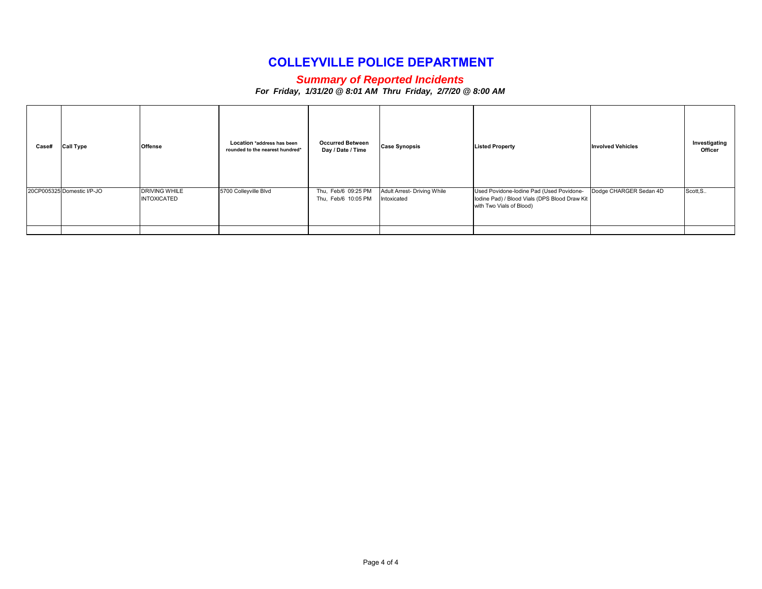# COLLEYVILLE POLICE DEPARTMENT

## *Summary of Reported Incidents*

***For Friday, 1/31/20 @ 8:01 AM Thru Friday, 2/7/20 @ 8:00 AM***

| Case# | Call Type | Offense | Location *address has been rounded to the nearest hundred* | Occurred Between Day / Date / Time | Case Synopsis | Listed Property | Involved Vehicles | Investigating Officer |
|---|---|---|---|---|---|---|---|---|
| 20CP005325 | Domestic I/P-JO | DRIVING WHILE INTOXICATED | 5700 Colleyville Blvd | Thu, Feb/6 09:25 PM Thu, Feb/6 10:05 PM | Adult Arrest- Driving While Intoxicated | Used Povidone-Iodine Pad (Used Povidone-Iodine Pad) / Blood Vials (DPS Blood Draw Kit with Two Vials of Blood) | Dodge CHARGER Sedan 4D | Scott,S.. |
| | | | | | | | | |